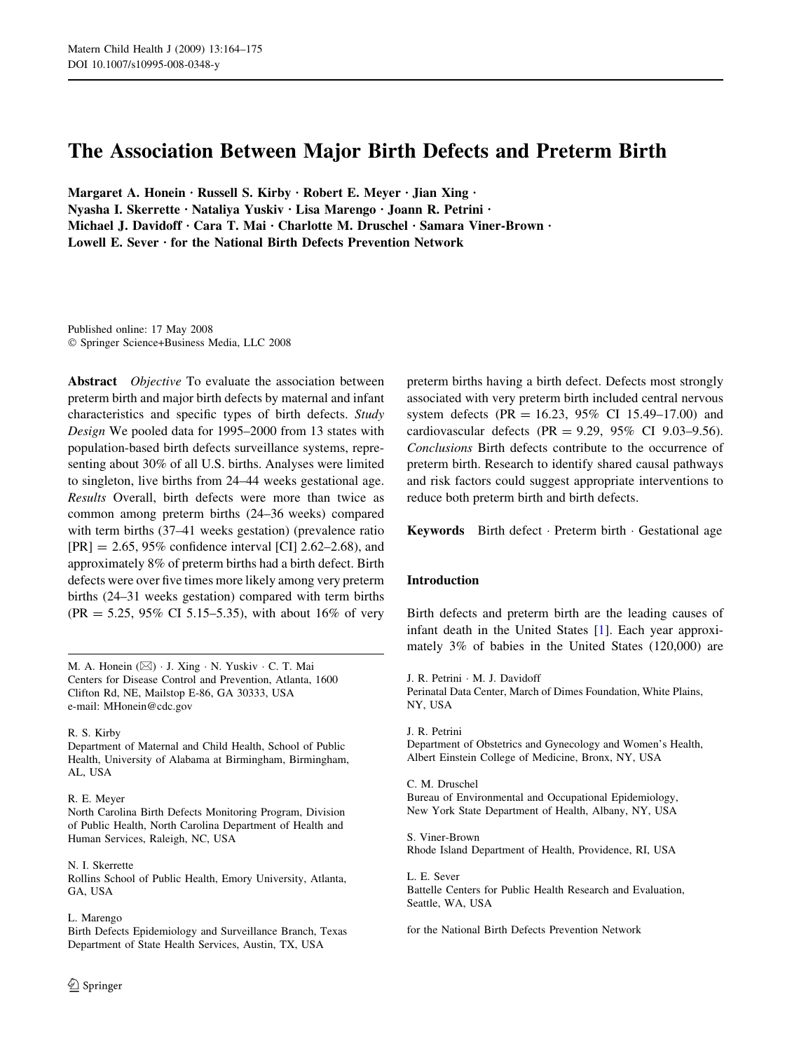# The Association Between Major Birth Defects and Preterm Birth

**Margaret A. Honein · Russell S. Kirby · Robert E. Meyer · Jian Xing · Nyasha I. Skerrette · Nataliya Yuskiv · Lisa Marengo · Joann R. Petrini · Michael J. Davidoff · Cara T. Mai · Charlotte M. Druschel · Samara Viner-Brown · Lowell E. Sever · for the National Birth Defects Prevention Network**

Published online: 17 May 2008
© Springer Science+Business Media, LLC 2008

**Abstract** *Objective* To evaluate the association between preterm birth and major birth defects by maternal and infant characteristics and specific types of birth defects. *Study Design* We pooled data for 1995–2000 from 13 states with population-based birth defects surveillance systems, representing about 30% of all U.S. births. Analyses were limited to singleton, live births from 24–44 weeks gestational age. *Results* Overall, birth defects were more than twice as common among preterm births (24–36 weeks) compared with term births (37–41 weeks gestation) (prevalence ratio [PR] = 2.65, 95% confidence interval [CI] 2.62–2.68), and approximately 8% of preterm births had a birth defect. Birth defects were over five times more likely among very preterm births (24–31 weeks gestation) compared with term births (PR = 5.25, 95% CI 5.15–5.35), with about 16% of very preterm births having a birth defect. Defects most strongly associated with very preterm birth included central nervous system defects (PR = 16.23, 95% CI 15.49–17.00) and cardiovascular defects (PR = 9.29, 95% CI 9.03–9.56). *Conclusions* Birth defects contribute to the occurrence of preterm birth. Research to identify shared causal pathways and risk factors could suggest appropriate interventions to reduce both preterm birth and birth defects.

**Keywords** Birth defect · Preterm birth · Gestational age

M. A. Honein (✉) · J. Xing · N. Yuskiv · C. T. Mai
Centers for Disease Control and Prevention, Atlanta, 1600 Clifton Rd, NE, Mailstop E-86, GA 30333, USA
e-mail: MHonein@cdc.gov

R. S. Kirby
Department of Maternal and Child Health, School of Public Health, University of Alabama at Birmingham, Birmingham, AL, USA

R. E. Meyer
North Carolina Birth Defects Monitoring Program, Division of Public Health, North Carolina Department of Health and Human Services, Raleigh, NC, USA

N. I. Skerrette
Rollins School of Public Health, Emory University, Atlanta, GA, USA

L. Marengo
Birth Defects Epidemiology and Surveillance Branch, Texas Department of State Health Services, Austin, TX, USA

J. R. Petrini · M. J. Davidoff
Perinatal Data Center, March of Dimes Foundation, White Plains, NY, USA

J. R. Petrini
Department of Obstetrics and Gynecology and Women's Health, Albert Einstein College of Medicine, Bronx, NY, USA

C. M. Druschel
Bureau of Environmental and Occupational Epidemiology, New York State Department of Health, Albany, NY, USA

S. Viner-Brown
Rhode Island Department of Health, Providence, RI, USA

L. E. Sever
Battelle Centers for Public Health Research and Evaluation, Seattle, WA, USA

for the National Birth Defects Prevention Network

## Introduction

Birth defects and preterm birth are the leading causes of infant death in the United States [1]. Each year approximately 3% of babies in the United States (120,000) are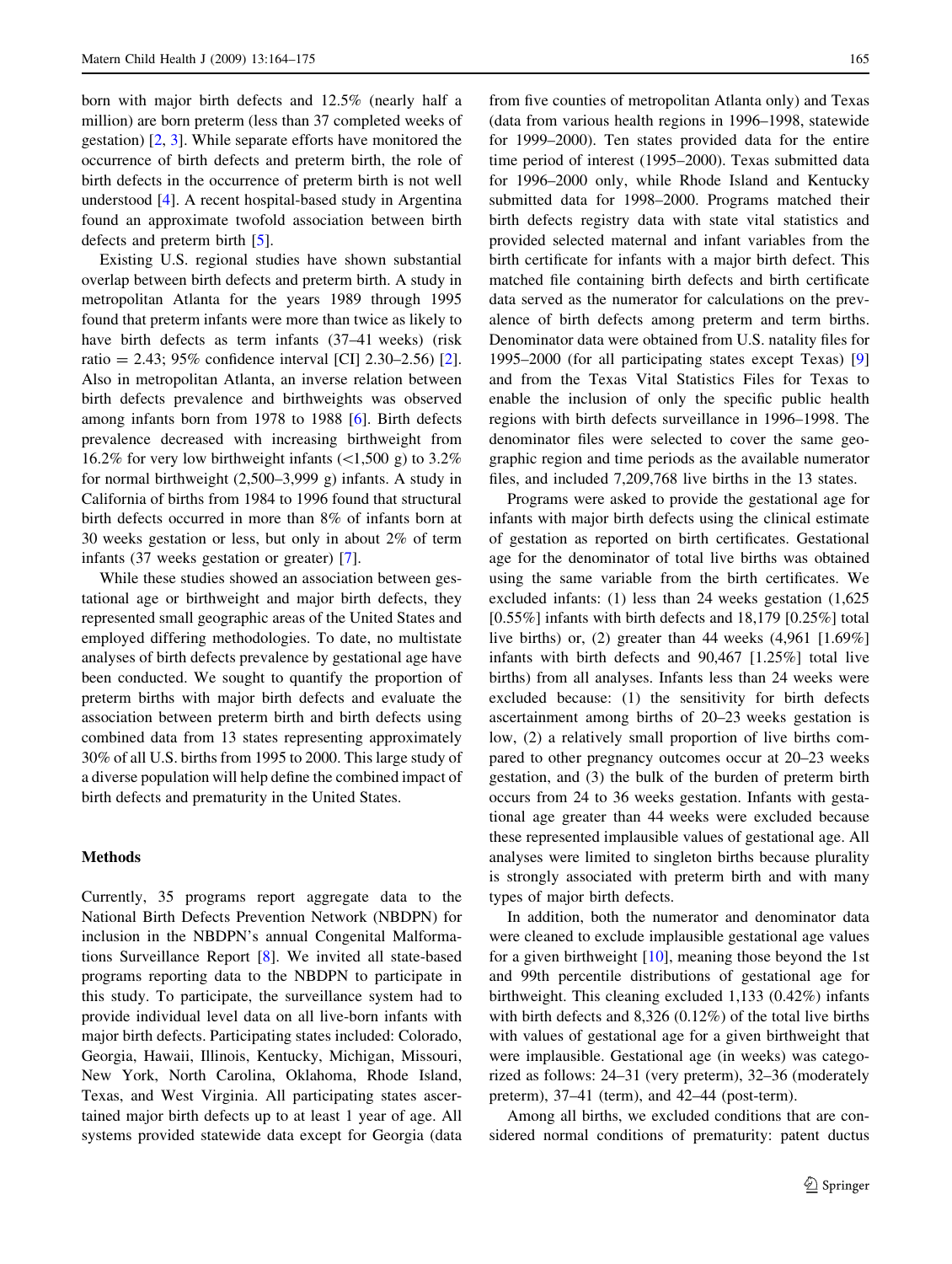born with major birth defects and 12.5% (nearly half a million) are born preterm (less than 37 completed weeks of gestation) [2, 3]. While separate efforts have monitored the occurrence of birth defects and preterm birth, the role of birth defects in the occurrence of preterm birth is not well understood [4]. A recent hospital-based study in Argentina found an approximate twofold association between birth defects and preterm birth [5].

Existing U.S. regional studies have shown substantial overlap between birth defects and preterm birth. A study in metropolitan Atlanta for the years 1989 through 1995 found that preterm infants were more than twice as likely to have birth defects as term infants (37–41 weeks) (risk ratio = 2.43; 95% confidence interval [CI] 2.30–2.56) [2]. Also in metropolitan Atlanta, an inverse relation between birth defects prevalence and birthweights was observed among infants born from 1978 to 1988 [6]. Birth defects prevalence decreased with increasing birthweight from 16.2% for very low birthweight infants (<1,500 g) to 3.2% for normal birthweight (2,500–3,999 g) infants. A study in California of births from 1984 to 1996 found that structural birth defects occurred in more than 8% of infants born at 30 weeks gestation or less, but only in about 2% of term infants (37 weeks gestation or greater) [7].

While these studies showed an association between gestational age or birthweight and major birth defects, they represented small geographic areas of the United States and employed differing methodologies. To date, no multistate analyses of birth defects prevalence by gestational age have been conducted. We sought to quantify the proportion of preterm births with major birth defects and evaluate the association between preterm birth and birth defects using combined data from 13 states representing approximately 30% of all U.S. births from 1995 to 2000. This large study of a diverse population will help define the combined impact of birth defects and prematurity in the United States.

## Methods

Currently, 35 programs report aggregate data to the National Birth Defects Prevention Network (NBDPN) for inclusion in the NBDPN's annual Congenital Malformations Surveillance Report [8]. We invited all state-based programs reporting data to the NBDPN to participate in this study. To participate, the surveillance system had to provide individual level data on all live-born infants with major birth defects. Participating states included: Colorado, Georgia, Hawaii, Illinois, Kentucky, Michigan, Missouri, New York, North Carolina, Oklahoma, Rhode Island, Texas, and West Virginia. All participating states ascertained major birth defects up to at least 1 year of age. All systems provided statewide data except for Georgia (data from five counties of metropolitan Atlanta only) and Texas (data from various health regions in 1996–1998, statewide for 1999–2000). Ten states provided data for the entire time period of interest (1995–2000). Texas submitted data for 1996–2000 only, while Rhode Island and Kentucky submitted data for 1998–2000. Programs matched their birth defects registry data with state vital statistics and provided selected maternal and infant variables from the birth certificate for infants with a major birth defect. This matched file containing birth defects and birth certificate data served as the numerator for calculations on the prevalence of birth defects among preterm and term births. Denominator data were obtained from U.S. natality files for 1995–2000 (for all participating states except Texas) [9] and from the Texas Vital Statistics Files for Texas to enable the inclusion of only the specific public health regions with birth defects surveillance in 1996–1998. The denominator files were selected to cover the same geographic region and time periods as the available numerator files, and included 7,209,768 live births in the 13 states.

Programs were asked to provide the gestational age for infants with major birth defects using the clinical estimate of gestation as reported on birth certificates. Gestational age for the denominator of total live births was obtained using the same variable from the birth certificates. We excluded infants: (1) less than 24 weeks gestation (1,625 [0.55%] infants with birth defects and 18,179 [0.25%] total live births) or, (2) greater than 44 weeks (4,961 [1.69%] infants with birth defects and 90,467 [1.25%] total live births) from all analyses. Infants less than 24 weeks were excluded because: (1) the sensitivity for birth defects ascertainment among births of 20–23 weeks gestation is low, (2) a relatively small proportion of live births compared to other pregnancy outcomes occur at 20–23 weeks gestation, and (3) the bulk of the burden of preterm birth occurs from 24 to 36 weeks gestation. Infants with gestational age greater than 44 weeks were excluded because these represented implausible values of gestational age. All analyses were limited to singleton births because plurality is strongly associated with preterm birth and with many types of major birth defects.

In addition, both the numerator and denominator data were cleaned to exclude implausible gestational age values for a given birthweight [10], meaning those beyond the 1st and 99th percentile distributions of gestational age for birthweight. This cleaning excluded 1,133 (0.42%) infants with birth defects and 8,326 (0.12%) of the total live births with values of gestational age for a given birthweight that were implausible. Gestational age (in weeks) was categorized as follows: 24–31 (very preterm), 32–36 (moderately preterm), 37–41 (term), and 42–44 (post-term).

Among all births, we excluded conditions that are considered normal conditions of prematurity: patent ductus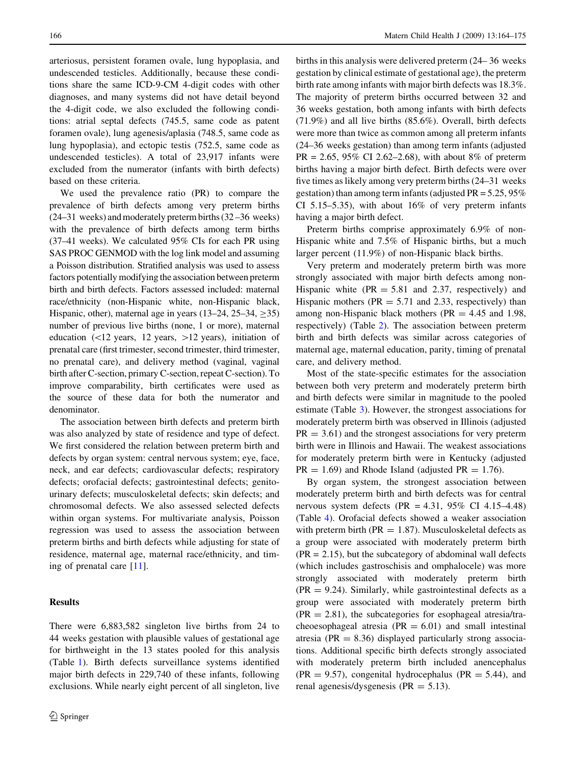arteriosus, persistent foramen ovale, lung hypoplasia, and undescended testicles. Additionally, because these conditions share the same ICD-9-CM 4-digit codes with other diagnoses, and many systems did not have detail beyond the 4-digit code, we also excluded the following conditions: atrial septal defects (745.5, same code as patent foramen ovale), lung agenesis/aplasia (748.5, same code as lung hypoplasia), and ectopic testis (752.5, same code as undescended testicles). A total of 23,917 infants were excluded from the numerator (infants with birth defects) based on these criteria.

We used the prevalence ratio (PR) to compare the prevalence of birth defects among very preterm births (24–31 weeks) and moderately preterm births (32–36 weeks) with the prevalence of birth defects among term births (37–41 weeks). We calculated 95% CIs for each PR using SAS PROC GENMOD with the log link model and assuming a Poisson distribution. Stratified analysis was used to assess factors potentially modifying the association between preterm birth and birth defects. Factors assessed included: maternal race/ethnicity (non-Hispanic white, non-Hispanic black, Hispanic, other), maternal age in years (13–24, 25–34, $\geq$35) number of previous live births (none, 1 or more), maternal education (<12 years, 12 years, >12 years), initiation of prenatal care (first trimester, second trimester, third trimester, no prenatal care), and delivery method (vaginal, vaginal birth after C-section, primary C-section, repeat C-section). To improve comparability, birth certificates were used as the source of these data for both the numerator and denominator.

The association between birth defects and preterm birth was also analyzed by state of residence and type of defect. We first considered the relation between preterm birth and defects by organ system: central nervous system; eye, face, neck, and ear defects; cardiovascular defects; respiratory defects; orofacial defects; gastrointestinal defects; genitourinary defects; musculoskeletal defects; skin defects; and chromosomal defects. We also assessed selected defects within organ systems. For multivariate analysis, Poisson regression was used to assess the association between preterm births and birth defects while adjusting for state of residence, maternal age, maternal race/ethnicity, and timing of prenatal care [11].

## Results

There were 6,883,582 singleton live births from 24 to 44 weeks gestation with plausible values of gestational age for birthweight in the 13 states pooled for this analysis (Table 1). Birth defects surveillance systems identified major birth defects in 229,740 of these infants, following exclusions. While nearly eight percent of all singleton, live births in this analysis were delivered preterm (24–36 weeks gestation by clinical estimate of gestational age), the preterm birth rate among infants with major birth defects was 18.3%. The majority of preterm births occurred between 32 and 36 weeks gestation, both among infants with birth defects (71.9%) and all live births (85.6%). Overall, birth defects were more than twice as common among all preterm infants (24–36 weeks gestation) than among term infants (adjusted PR = 2.65, 95% CI 2.62–2.68), with about 8% of preterm births having a major birth defect. Birth defects were over five times as likely among very preterm births (24–31 weeks gestation) than among term infants (adjusted PR = 5.25, 95% CI 5.15–5.35), with about 16% of very preterm infants having a major birth defect.

Preterm births comprise approximately 6.9% of non-Hispanic white and 7.5% of Hispanic births, but a much larger percent (11.9%) of non-Hispanic black births.

Very preterm and moderately preterm birth was more strongly associated with major birth defects among non-Hispanic white (PR = 5.81 and 2.37, respectively) and Hispanic mothers (PR = 5.71 and 2.33, respectively) than among non-Hispanic black mothers (PR = 4.45 and 1.98, respectively) (Table 2). The association between preterm birth and birth defects was similar across categories of maternal age, maternal education, parity, timing of prenatal care, and delivery method.

Most of the state-specific estimates for the association between both very preterm and moderately preterm birth and birth defects were similar in magnitude to the pooled estimate (Table 3). However, the strongest associations for moderately preterm birth was observed in Illinois (adjusted PR = 3.61) and the strongest associations for very preterm birth were in Illinois and Hawaii. The weakest associations for moderately preterm birth were in Kentucky (adjusted PR = 1.69) and Rhode Island (adjusted PR = 1.76).

By organ system, the strongest association between moderately preterm birth and birth defects was for central nervous system defects (PR = 4.31, 95% CI 4.15–4.48) (Table 4). Orofacial defects showed a weaker association with preterm birth (PR = 1.87). Musculoskeletal defects as a group were associated with moderately preterm birth (PR = 2.15), but the subcategory of abdominal wall defects (which includes gastroschisis and omphalocele) was more strongly associated with moderately preterm birth (PR = 9.24). Similarly, while gastrointestinal defects as a group were associated with moderately preterm birth (PR = 2.81), the subcategories for esophageal atresia/tracheoesophageal atresia (PR = 6.01) and small intestinal atresia (PR = 8.36) displayed particularly strong associations. Additional specific birth defects strongly associated with moderately preterm birth included anencephalus (PR = 9.57), congenital hydrocephalus (PR = 5.44), and renal agenesis/dysgenesis (PR = 5.13).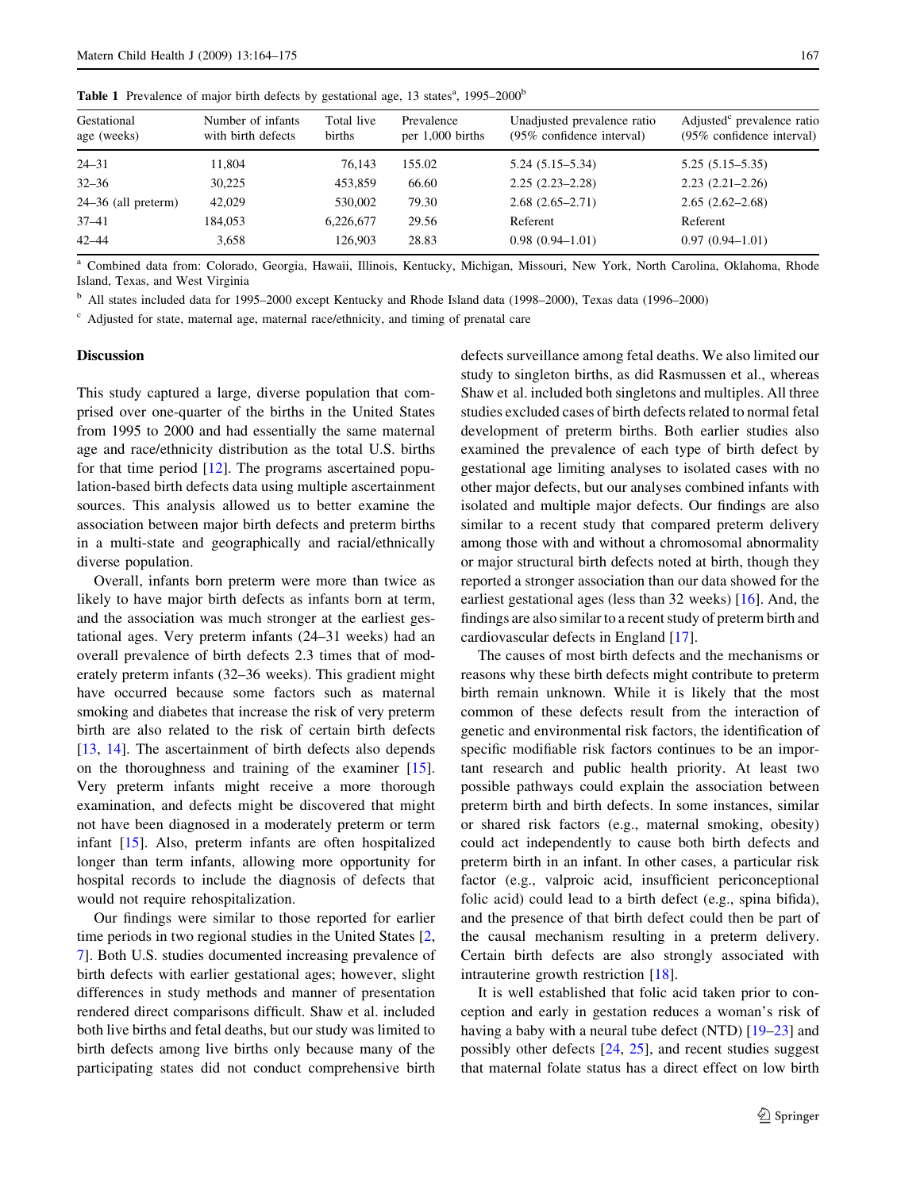**Table 1** Prevalence of major birth defects by gestational age, 13 states[a], 1995–2000[b]

| Gestational age (weeks) | Number of infants with birth defects | Total live births | Prevalence per 1,000 births | Unadjusted prevalence ratio (95% confidence interval) | Adjusted[c] prevalence ratio (95% confidence interval) |
|---|---|---|---|---|---|
| 24–31 | 11,804 | 76,143 | 155.02 | 5.24 (5.15–5.34) | 5.25 (5.15–5.35) |
| 32–36 | 30,225 | 453,859 | 66.60 | 2.25 (2.23–2.28) | 2.23 (2.21–2.26) |
| 24–36 (all preterm) | 42,029 | 530,002 | 79.30 | 2.68 (2.65–2.71) | 2.65 (2.62–2.68) |
| 37–41 | 184,053 | 6,226,677 | 29.56 | Referent | Referent |
| 42–44 | 3,658 | 126,903 | 28.83 | 0.98 (0.94–1.01) | 0.97 (0.94–1.01) |

[a] Combined data from: Colorado, Georgia, Hawaii, Illinois, Kentucky, Michigan, Missouri, New York, North Carolina, Oklahoma, Rhode Island, Texas, and West Virginia

[b] All states included data for 1995–2000 except Kentucky and Rhode Island data (1998–2000), Texas data (1996–2000)

[c] Adjusted for state, maternal age, maternal race/ethnicity, and timing of prenatal care

## Discussion

This study captured a large, diverse population that comprised over one-quarter of the births in the United States from 1995 to 2000 and had essentially the same maternal age and race/ethnicity distribution as the total U.S. births for that time period [12]. The programs ascertained population-based birth defects data using multiple ascertainment sources. This analysis allowed us to better examine the association between major birth defects and preterm births in a multi-state and geographically and racial/ethnically diverse population.

Overall, infants born preterm were more than twice as likely to have major birth defects as infants born at term, and the association was much stronger at the earliest gestational ages. Very preterm infants (24–31 weeks) had an overall prevalence of birth defects 2.3 times that of moderately preterm infants (32–36 weeks). This gradient might have occurred because some factors such as maternal smoking and diabetes that increase the risk of very preterm birth are also related to the risk of certain birth defects [13, 14]. The ascertainment of birth defects also depends on the thoroughness and training of the examiner [15]. Very preterm infants might receive a more thorough examination, and defects might be discovered that might not have been diagnosed in a moderately preterm or term infant [15]. Also, preterm infants are often hospitalized longer than term infants, allowing more opportunity for hospital records to include the diagnosis of defects that would not require rehospitalization.

Our findings were similar to those reported for earlier time periods in two regional studies in the United States [2, 7]. Both U.S. studies documented increasing prevalence of birth defects with earlier gestational ages; however, slight differences in study methods and manner of presentation rendered direct comparisons difficult. Shaw et al. included both live births and fetal deaths, but our study was limited to birth defects among live births only because many of the participating states did not conduct comprehensive birth defects surveillance among fetal deaths. We also limited our study to singleton births, as did Rasmussen et al., whereas Shaw et al. included both singletons and multiples. All three studies excluded cases of birth defects related to normal fetal development of preterm births. Both earlier studies also examined the prevalence of each type of birth defect by gestational age limiting analyses to isolated cases with no other major defects, but our analyses combined infants with isolated and multiple major defects. Our findings are also similar to a recent study that compared preterm delivery among those with and without a chromosomal abnormality or major structural birth defects noted at birth, though they reported a stronger association than our data showed for the earliest gestational ages (less than 32 weeks) [16]. And, the findings are also similar to a recent study of preterm birth and cardiovascular defects in England [17].

The causes of most birth defects and the mechanisms or reasons why these birth defects might contribute to preterm birth remain unknown. While it is likely that the most common of these defects result from the interaction of genetic and environmental risk factors, the identification of specific modifiable risk factors continues to be an important research and public health priority. At least two possible pathways could explain the association between preterm birth and birth defects. In some instances, similar or shared risk factors (e.g., maternal smoking, obesity) could act independently to cause both birth defects and preterm birth in an infant. In other cases, a particular risk factor (e.g., valproic acid, insufficient periconceptional folic acid) could lead to a birth defect (e.g., spina bifida), and the presence of that birth defect could then be part of the causal mechanism resulting in a preterm delivery. Certain birth defects are also strongly associated with intrauterine growth restriction [18].

It is well established that folic acid taken prior to conception and early in gestation reduces a woman's risk of having a baby with a neural tube defect (NTD) [19–23] and possibly other defects [24, 25], and recent studies suggest that maternal folate status has a direct effect on low birth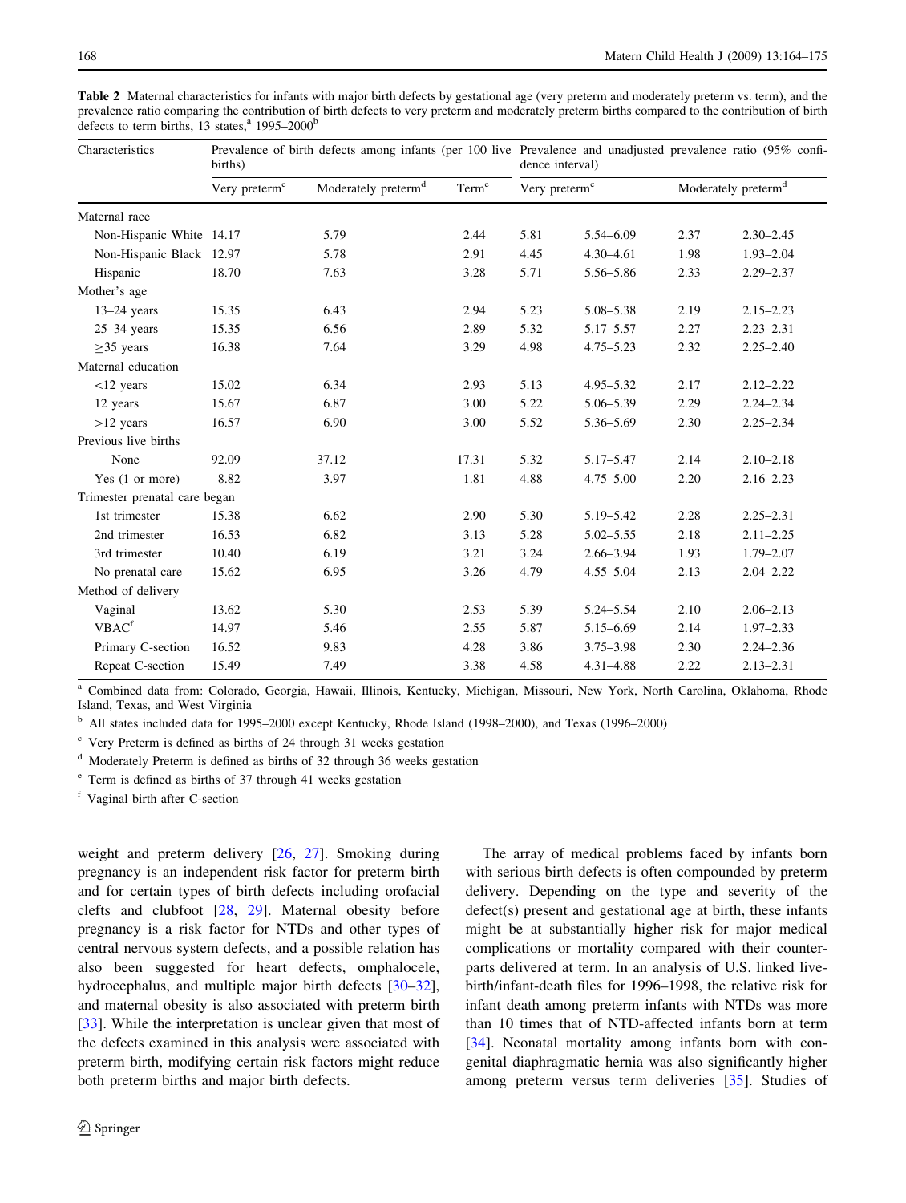**Table 2** Maternal characteristics for infants with major birth defects by gestational age (very preterm and moderately preterm vs. term), and the prevalence ratio comparing the contribution of birth defects to very preterm and moderately preterm births compared to the contribution of birth defects to term births, 13 states,[a] 1995–2000[b]

| Characteristics | Prevalence of birth defects among infants (per 100 live births) | | | Prevalence and unadjusted prevalence ratio (95% confidence interval) | | | |
|---|---|---|---|---|---|---|---|
| | Very preterm[c] | Moderately preterm[d] | Term[e] | Very preterm[c] | | Moderately preterm[d] | |
| **Maternal race** | | | | | | | |
| Non-Hispanic White | 14.17 | 5.79 | 2.44 | 5.81 | 5.54–6.09 | 2.37 | 2.30–2.45 |
| Non-Hispanic Black | 12.97 | 5.78 | 2.91 | 4.45 | 4.30–4.61 | 1.98 | 1.93–2.04 |
| Hispanic | 18.70 | 7.63 | 3.28 | 5.71 | 5.56–5.86 | 2.33 | 2.29–2.37 |
| **Mother's age** | | | | | | | |
| 13–24 years | 15.35 | 6.43 | 2.94 | 5.23 | 5.08–5.38 | 2.19 | 2.15–2.23 |
| 25–34 years | 15.35 | 6.56 | 2.89 | 5.32 | 5.17–5.57 | 2.27 | 2.23–2.31 |
| ≥35 years | 16.38 | 7.64 | 3.29 | 4.98 | 4.75–5.23 | 2.32 | 2.25–2.40 |
| **Maternal education** | | | | | | | |
| <12 years | 15.02 | 6.34 | 2.93 | 5.13 | 4.95–5.32 | 2.17 | 2.12–2.22 |
| 12 years | 15.67 | 6.87 | 3.00 | 5.22 | 5.06–5.39 | 2.29 | 2.24–2.34 |
| >12 years | 16.57 | 6.90 | 3.00 | 5.52 | 5.36–5.69 | 2.30 | 2.25–2.34 |
| **Previous live births** | | | | | | | |
| None | 92.09 | 37.12 | 17.31 | 5.32 | 5.17–5.47 | 2.14 | 2.10–2.18 |
| Yes (1 or more) | 8.82 | 3.97 | 1.81 | 4.88 | 4.75–5.00 | 2.20 | 2.16–2.23 |
| **Trimester prenatal care began** | | | | | | | |
| 1st trimester | 15.38 | 6.62 | 2.90 | 5.30 | 5.19–5.42 | 2.28 | 2.25–2.31 |
| 2nd trimester | 16.53 | 6.82 | 3.13 | 5.28 | 5.02–5.55 | 2.18 | 2.11–2.25 |
| 3rd trimester | 10.40 | 6.19 | 3.21 | 3.24 | 2.66–3.94 | 1.93 | 1.79–2.07 |
| No prenatal care | 15.62 | 6.95 | 3.26 | 4.79 | 4.55–5.04 | 2.13 | 2.04–2.22 |
| **Method of delivery** | | | | | | | |
| Vaginal | 13.62 | 5.30 | 2.53 | 5.39 | 5.24–5.54 | 2.10 | 2.06–2.13 |
| VBAC[f] | 14.97 | 5.46 | 2.55 | 5.87 | 5.15–6.69 | 2.14 | 1.97–2.33 |
| Primary C-section | 16.52 | 9.83 | 4.28 | 3.86 | 3.75–3.98 | 2.30 | 2.24–2.36 |
| Repeat C-section | 15.49 | 7.49 | 3.38 | 4.58 | 4.31–4.88 | 2.22 | 2.13–2.31 |

[a] Combined data from: Colorado, Georgia, Hawaii, Illinois, Kentucky, Michigan, Missouri, New York, North Carolina, Oklahoma, Rhode Island, Texas, and West Virginia

[b] All states included data for 1995–2000 except Kentucky, Rhode Island (1998–2000), and Texas (1996–2000)

[c] Very Preterm is defined as births of 24 through 31 weeks gestation

[d] Moderately Preterm is defined as births of 32 through 36 weeks gestation

[e] Term is defined as births of 37 through 41 weeks gestation

[f] Vaginal birth after C-section

weight and preterm delivery [26, 27]. Smoking during pregnancy is an independent risk factor for preterm birth and for certain types of birth defects including orofacial clefts and clubfoot [28, 29]. Maternal obesity before pregnancy is a risk factor for NTDs and other types of central nervous system defects, and a possible relation has also been suggested for heart defects, omphalocele, hydrocephalus, and multiple major birth defects [30–32], and maternal obesity is also associated with preterm birth [33]. While the interpretation is unclear given that most of the defects examined in this analysis were associated with preterm birth, modifying certain risk factors might reduce both preterm births and major birth defects.

The array of medical problems faced by infants born with serious birth defects is often compounded by preterm delivery. Depending on the type and severity of the defect(s) present and gestational age at birth, these infants might be at substantially higher risk for major medical complications or mortality compared with their counterparts delivered at term. In an analysis of U.S. linked live-birth/infant-death files for 1996–1998, the relative risk for infant death among preterm infants with NTDs was more than 10 times that of NTD-affected infants born at term [34]. Neonatal mortality among infants born with congenital diaphragmatic hernia was also significantly higher among preterm versus term deliveries [35]. Studies of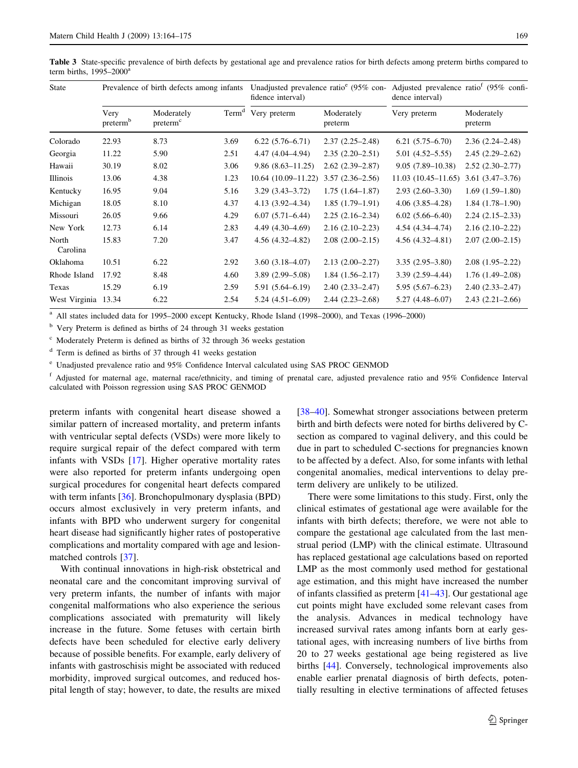**Table 3** State-specific prevalence of birth defects by gestational age and prevalence ratios for birth defects among preterm births compared to term births, 1995–2000[a]

| State | Prevalence of birth defects among infants | | | Unadjusted prevalence ratio[e] (95% confidence interval) | | Adjusted prevalence ratio[f] (95% confidence interval) | |
|---|---|---|---|---|---|---|---|
| | Very preterm[b] | Moderately preterm[c] | Term[d] | Very preterm | Moderately preterm | Very preterm | Moderately preterm |
| Colorado | 22.93 | 8.73 | 3.69 | 6.22 (5.76–6.71) | 2.37 (2.25–2.48) | 6.21 (5.75–6.70) | 2.36 (2.24–2.48) |
| Georgia | 11.22 | 5.90 | 2.51 | 4.47 (4.04–4.94) | 2.35 (2.20–2.51) | 5.01 (4.52–5.55) | 2.45 (2.29–2.62) |
| Hawaii | 30.19 | 8.02 | 3.06 | 9.86 (8.63–11.25) | 2.62 (2.39–2.87) | 9.05 (7.89–10.38) | 2.52 (2.30–2.77) |
| Illinois | 13.06 | 4.38 | 1.23 | 10.64 (10.09–11.22) | 3.57 (2.36–2.56) | 11.03 (10.45–11.65) | 3.61 (3.47–3.76) |
| Kentucky | 16.95 | 9.04 | 5.16 | 3.29 (3.43–3.72) | 1.75 (1.64–1.87) | 2.93 (2.60–3.30) | 1.69 (1.59–1.80) |
| Michigan | 18.05 | 8.10 | 4.37 | 4.13 (3.92–4.34) | 1.85 (1.79–1.91) | 4.06 (3.85–4.28) | 1.84 (1.78–1.90) |
| Missouri | 26.05 | 9.66 | 4.29 | 6.07 (5.71–6.44) | 2.25 (2.16–2.34) | 6.02 (5.66–6.40) | 2.24 (2.15–2.33) |
| New York | 12.73 | 6.14 | 2.83 | 4.49 (4.30–4.69) | 2.16 (2.10–2.23) | 4.54 (4.34–4.74) | 2.16 (2.10–2.22) |
| North Carolina | 15.83 | 7.20 | 3.47 | 4.56 (4.32–4.82) | 2.08 (2.00–2.15) | 4.56 (4.32–4.81) | 2.07 (2.00–2.15) |
| Oklahoma | 10.51 | 6.22 | 2.92 | 3.60 (3.18–4.07) | 2.13 (2.00–2.27) | 3.35 (2.95–3.80) | 2.08 (1.95–2.22) |
| Rhode Island | 17.92 | 8.48 | 4.60 | 3.89 (2.99–5.08) | 1.84 (1.56–2.17) | 3.39 (2.59–4.44) | 1.76 (1.49–2.08) |
| Texas | 15.29 | 6.19 | 2.59 | 5.91 (5.64–6.19) | 2.40 (2.33–2.47) | 5.95 (5.67–6.23) | 2.40 (2.33–2.47) |
| West Virginia | 13.34 | 6.22 | 2.54 | 5.24 (4.51–6.09) | 2.44 (2.23–2.68) | 5.27 (4.48–6.07) | 2.43 (2.21–2.66) |

[a] All states included data for 1995–2000 except Kentucky, Rhode Island (1998–2000), and Texas (1996–2000)

[b] Very Preterm is defined as births of 24 through 31 weeks gestation

[c] Moderately Preterm is defined as births of 32 through 36 weeks gestation

[d] Term is defined as births of 37 through 41 weeks gestation

[e] Unadjusted prevalence ratio and 95% Confidence Interval calculated using SAS PROC GENMOD

[f] Adjusted for maternal age, maternal race/ethnicity, and timing of prenatal care, adjusted prevalence ratio and 95% Confidence Interval calculated with Poisson regression using SAS PROC GENMOD

preterm infants with congenital heart disease showed a similar pattern of increased mortality, and preterm infants with ventricular septal defects (VSDs) were more likely to require surgical repair of the defect compared with term infants with VSDs [17]. Higher operative mortality rates were also reported for preterm infants undergoing open surgical procedures for congenital heart defects compared with term infants [36]. Bronchopulmonary dysplasia (BPD) occurs almost exclusively in very preterm infants, and infants with BPD who underwent surgery for congenital heart disease had significantly higher rates of postoperative complications and mortality compared with age and lesion-matched controls [37].

With continual innovations in high-risk obstetrical and neonatal care and the concomitant improving survival of very preterm infants, the number of infants with major congenital malformations who also experience the serious complications associated with prematurity will likely increase in the future. Some fetuses with certain birth defects have been scheduled for elective early delivery because of possible benefits. For example, early delivery of infants with gastroschisis might be associated with reduced morbidity, improved surgical outcomes, and reduced hospital length of stay; however, to date, the results are mixed [38–40]. Somewhat stronger associations between preterm birth and birth defects were noted for births delivered by C-section as compared to vaginal delivery, and this could be due in part to scheduled C-sections for pregnancies known to be affected by a defect. Also, for some infants with lethal congenital anomalies, medical interventions to delay preterm delivery are unlikely to be utilized.

There were some limitations to this study. First, only the clinical estimates of gestational age were available for the infants with birth defects; therefore, we were not able to compare the gestational age calculated from the last menstrual period (LMP) with the clinical estimate. Ultrasound has replaced gestational age calculations based on reported LMP as the most commonly used method for gestational age estimation, and this might have increased the number of infants classified as preterm [41–43]. Our gestational age cut points might have excluded some relevant cases from the analysis. Advances in medical technology have increased survival rates among infants born at early gestational ages, with increasing numbers of live births from 20 to 27 weeks gestational age being registered as live births [44]. Conversely, technological improvements also enable earlier prenatal diagnosis of birth defects, potentially resulting in elective terminations of affected fetuses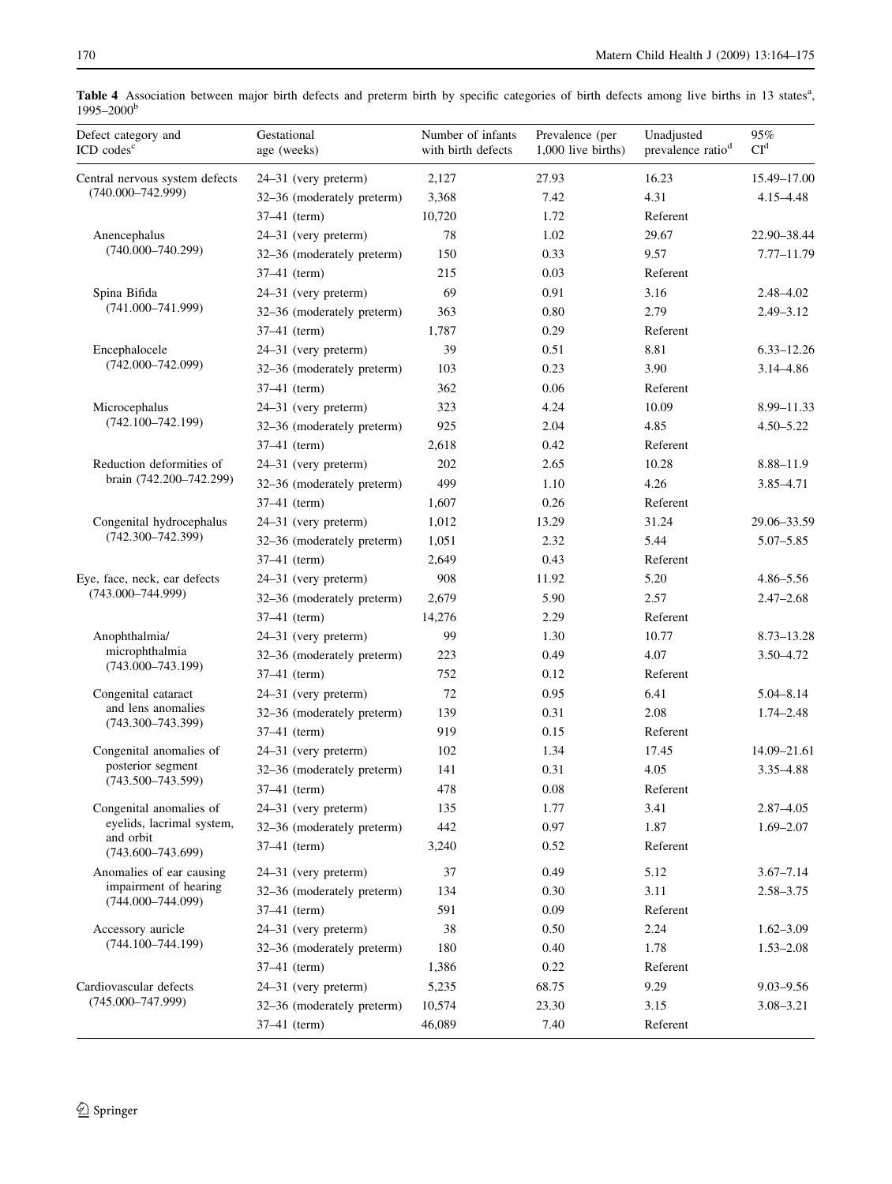**Table 4** Association between major birth defects and preterm birth by specific categories of birth defects among live births in 13 states[a], 1995–2000[b]

| Defect category and ICD codes[c] | Gestational age (weeks) | Number of infants with birth defects | Prevalence (per 1,000 live births) | Unadjusted prevalence ratio[d] | 95% CI[d] |
|---|---|---|---|---|---|
| Central nervous system defects (740.000–742.999) | 24–31 (very preterm) | 2,127 | 27.93 | 16.23 | 15.49–17.00 |
| | 32–36 (moderately preterm) | 3,368 | 7.42 | 4.31 | 4.15–4.48 |
| | 37–41 (term) | 10,720 | 1.72 | Referent | |
| Anencephalus (740.000–740.299) | 24–31 (very preterm) | 78 | 1.02 | 29.67 | 22.90–38.44 |
| | 32–36 (moderately preterm) | 150 | 0.33 | 9.57 | 7.77–11.79 |
| | 37–41 (term) | 215 | 0.03 | Referent | |
| Spina Bifida (741.000–741.999) | 24–31 (very preterm) | 69 | 0.91 | 3.16 | 2.48–4.02 |
| | 32–36 (moderately preterm) | 363 | 0.80 | 2.79 | 2.49–3.12 |
| | 37–41 (term) | 1,787 | 0.29 | Referent | |
| Encephalocele (742.000–742.099) | 24–31 (very preterm) | 39 | 0.51 | 8.81 | 6.33–12.26 |
| | 32–36 (moderately preterm) | 103 | 0.23 | 3.90 | 3.14–4.86 |
| | 37–41 (term) | 362 | 0.06 | Referent | |
| Microcephalus (742.100–742.199) | 24–31 (very preterm) | 323 | 4.24 | 10.09 | 8.99–11.33 |
| | 32–36 (moderately preterm) | 925 | 2.04 | 4.85 | 4.50–5.22 |
| | 37–41 (term) | 2,618 | 0.42 | Referent | |
| Reduction deformities of brain (742.200–742.299) | 24–31 (very preterm) | 202 | 2.65 | 10.28 | 8.88–11.9 |
| | 32–36 (moderately preterm) | 499 | 1.10 | 4.26 | 3.85–4.71 |
| | 37–41 (term) | 1,607 | 0.26 | Referent | |
| Congenital hydrocephalus (742.300–742.399) | 24–31 (very preterm) | 1,012 | 13.29 | 31.24 | 29.06–33.59 |
| | 32–36 (moderately preterm) | 1,051 | 2.32 | 5.44 | 5.07–5.85 |
| | 37–41 (term) | 2,649 | 0.43 | Referent | |
| Eye, face, neck, ear defects (743.000–744.999) | 24–31 (very preterm) | 908 | 11.92 | 5.20 | 4.86–5.56 |
| | 32–36 (moderately preterm) | 2,679 | 5.90 | 2.57 | 2.47–2.68 |
| | 37–41 (term) | 14,276 | 2.29 | Referent | |
| Anophthalmia/ microphthalmia (743.000–743.199) | 24–31 (very preterm) | 99 | 1.30 | 10.77 | 8.73–13.28 |
| | 32–36 (moderately preterm) | 223 | 0.49 | 4.07 | 3.50–4.72 |
| | 37–41 (term) | 752 | 0.12 | Referent | |
| Congenital cataract and lens anomalies (743.300–743.399) | 24–31 (very preterm) | 72 | 0.95 | 6.41 | 5.04–8.14 |
| | 32–36 (moderately preterm) | 139 | 0.31 | 2.08 | 1.74–2.48 |
| | 37–41 (term) | 919 | 0.15 | Referent | |
| Congenital anomalies of posterior segment (743.500–743.599) | 24–31 (very preterm) | 102 | 1.34 | 17.45 | 14.09–21.61 |
| | 32–36 (moderately preterm) | 141 | 0.31 | 4.05 | 3.35–4.88 |
| | 37–41 (term) | 478 | 0.08 | Referent | |
| Congenital anomalies of eyelids, lacrimal system, and orbit (743.600–743.699) | 24–31 (very preterm) | 135 | 1.77 | 3.41 | 2.87–4.05 |
| | 32–36 (moderately preterm) | 442 | 0.97 | 1.87 | 1.69–2.07 |
| | 37–41 (term) | 3,240 | 0.52 | Referent | |
| Anomalies of ear causing impairment of hearing (744.000–744.099) | 24–31 (very preterm) | 37 | 0.49 | 5.12 | 3.67–7.14 |
| | 32–36 (moderately preterm) | 134 | 0.30 | 3.11 | 2.58–3.75 |
| | 37–41 (term) | 591 | 0.09 | Referent | |
| Accessory auricle (744.100–744.199) | 24–31 (very preterm) | 38 | 0.50 | 2.24 | 1.62–3.09 |
| | 32–36 (moderately preterm) | 180 | 0.40 | 1.78 | 1.53–2.08 |
| | 37–41 (term) | 1,386 | 0.22 | Referent | |
| Cardiovascular defects (745.000–747.999) | 24–31 (very preterm) | 5,235 | 68.75 | 9.29 | 9.03–9.56 |
| | 32–36 (moderately preterm) | 10,574 | 23.30 | 3.15 | 3.08–3.21 |
| | 37–41 (term) | 46,089 | 7.40 | Referent | |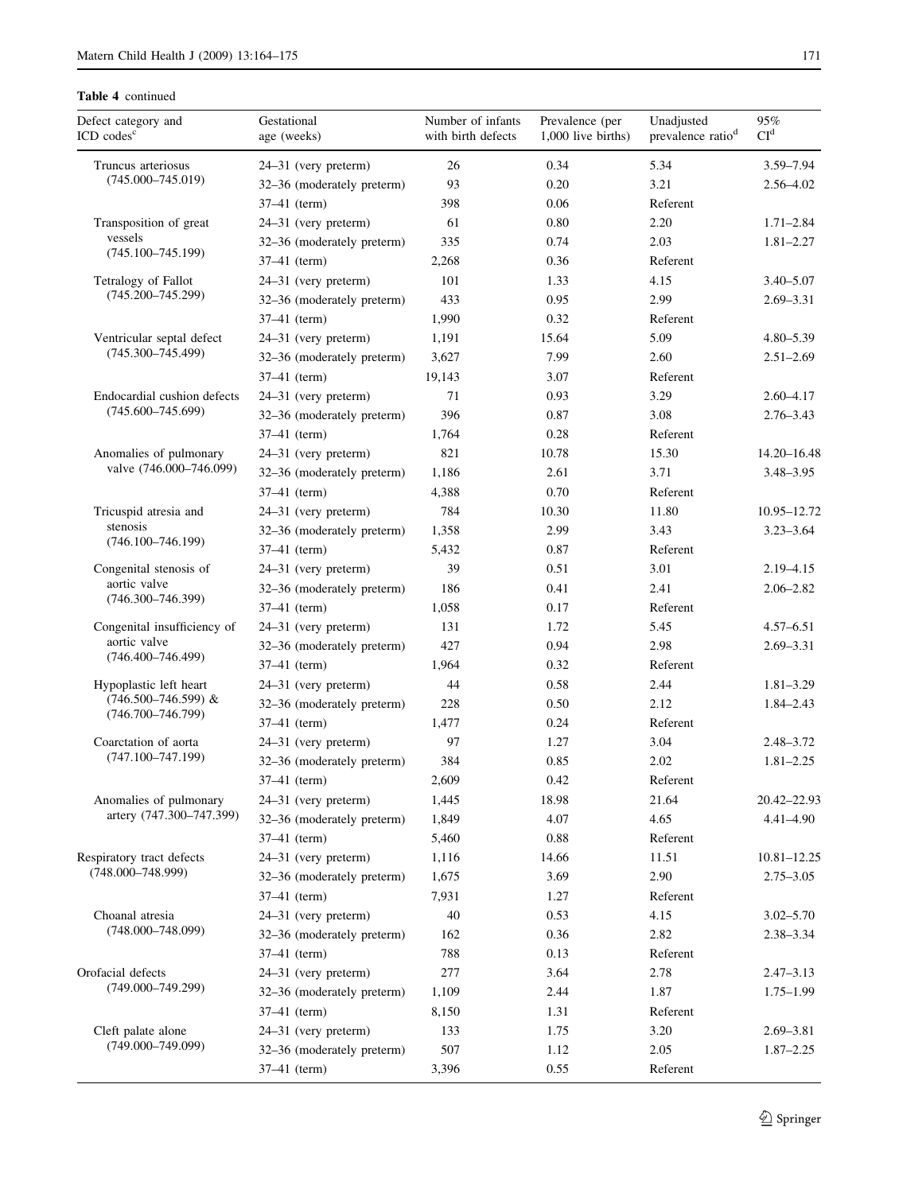**Table 4** continued

| Defect category and ICD codes[c] | Gestational age (weeks) | Number of infants with birth defects | Prevalence (per 1,000 live births) | Unadjusted prevalence ratio[d] | 95% CI[d] |
|---|---|---|---|---|---|
| Truncus arteriosus (745.000–745.019) | 24–31 (very preterm) | 26 | 0.34 | 5.34 | 3.59–7.94 |
| | 32–36 (moderately preterm) | 93 | 0.20 | 3.21 | 2.56–4.02 |
| | 37–41 (term) | 398 | 0.06 | Referent | |
| Transposition of great vessels (745.100–745.199) | 24–31 (very preterm) | 61 | 0.80 | 2.20 | 1.71–2.84 |
| | 32–36 (moderately preterm) | 335 | 0.74 | 2.03 | 1.81–2.27 |
| | 37–41 (term) | 2,268 | 0.36 | Referent | |
| Tetralogy of Fallot (745.200–745.299) | 24–31 (very preterm) | 101 | 1.33 | 4.15 | 3.40–5.07 |
| | 32–36 (moderately preterm) | 433 | 0.95 | 2.99 | 2.69–3.31 |
| | 37–41 (term) | 1,990 | 0.32 | Referent | |
| Ventricular septal defect (745.300–745.499) | 24–31 (very preterm) | 1,191 | 15.64 | 5.09 | 4.80–5.39 |
| | 32–36 (moderately preterm) | 3,627 | 7.99 | 2.60 | 2.51–2.69 |
| | 37–41 (term) | 19,143 | 3.07 | Referent | |
| Endocardial cushion defects (745.600–745.699) | 24–31 (very preterm) | 71 | 0.93 | 3.29 | 2.60–4.17 |
| | 32–36 (moderately preterm) | 396 | 0.87 | 3.08 | 2.76–3.43 |
| | 37–41 (term) | 1,764 | 0.28 | Referent | |
| Anomalies of pulmonary valve (746.000–746.099) | 24–31 (very preterm) | 821 | 10.78 | 15.30 | 14.20–16.48 |
| | 32–36 (moderately preterm) | 1,186 | 2.61 | 3.71 | 3.48–3.95 |
| | 37–41 (term) | 4,388 | 0.70 | Referent | |
| Tricuspid atresia and stenosis (746.100–746.199) | 24–31 (very preterm) | 784 | 10.30 | 11.80 | 10.95–12.72 |
| | 32–36 (moderately preterm) | 1,358 | 2.99 | 3.43 | 3.23–3.64 |
| | 37–41 (term) | 5,432 | 0.87 | Referent | |
| Congenital stenosis of aortic valve (746.300–746.399) | 24–31 (very preterm) | 39 | 0.51 | 3.01 | 2.19–4.15 |
| | 32–36 (moderately preterm) | 186 | 0.41 | 2.41 | 2.06–2.82 |
| | 37–41 (term) | 1,058 | 0.17 | Referent | |
| Congenital insufficiency of aortic valve (746.400–746.499) | 24–31 (very preterm) | 131 | 1.72 | 5.45 | 4.57–6.51 |
| | 32–36 (moderately preterm) | 427 | 0.94 | 2.98 | 2.69–3.31 |
| | 37–41 (term) | 1,964 | 0.32 | Referent | |
| Hypoplastic left heart (746.500–746.599) & (746.700–746.799) | 24–31 (very preterm) | 44 | 0.58 | 2.44 | 1.81–3.29 |
| | 32–36 (moderately preterm) | 228 | 0.50 | 2.12 | 1.84–2.43 |
| | 37–41 (term) | 1,477 | 0.24 | Referent | |
| Coarctation of aorta (747.100–747.199) | 24–31 (very preterm) | 97 | 1.27 | 3.04 | 2.48–3.72 |
| | 32–36 (moderately preterm) | 384 | 0.85 | 2.02 | 1.81–2.25 |
| | 37–41 (term) | 2,609 | 0.42 | Referent | |
| Anomalies of pulmonary artery (747.300–747.399) | 24–31 (very preterm) | 1,445 | 18.98 | 21.64 | 20.42–22.93 |
| | 32–36 (moderately preterm) | 1,849 | 4.07 | 4.65 | 4.41–4.90 |
| | 37–41 (term) | 5,460 | 0.88 | Referent | |
| Respiratory tract defects (748.000–748.999) | 24–31 (very preterm) | 1,116 | 14.66 | 11.51 | 10.81–12.25 |
| | 32–36 (moderately preterm) | 1,675 | 3.69 | 2.90 | 2.75–3.05 |
| | 37–41 (term) | 7,931 | 1.27 | Referent | |
| Choanal atresia (748.000–748.099) | 24–31 (very preterm) | 40 | 0.53 | 4.15 | 3.02–5.70 |
| | 32–36 (moderately preterm) | 162 | 0.36 | 2.82 | 2.38–3.34 |
| | 37–41 (term) | 788 | 0.13 | Referent | |
| Orofacial defects (749.000–749.299) | 24–31 (very preterm) | 277 | 3.64 | 2.78 | 2.47–3.13 |
| | 32–36 (moderately preterm) | 1,109 | 2.44 | 1.87 | 1.75–1.99 |
| | 37–41 (term) | 8,150 | 1.31 | Referent | |
| Cleft palate alone (749.000–749.099) | 24–31 (very preterm) | 133 | 1.75 | 3.20 | 2.69–3.81 |
| | 32–36 (moderately preterm) | 507 | 1.12 | 2.05 | 1.87–2.25 |
| | 37–41 (term) | 3,396 | 0.55 | Referent | |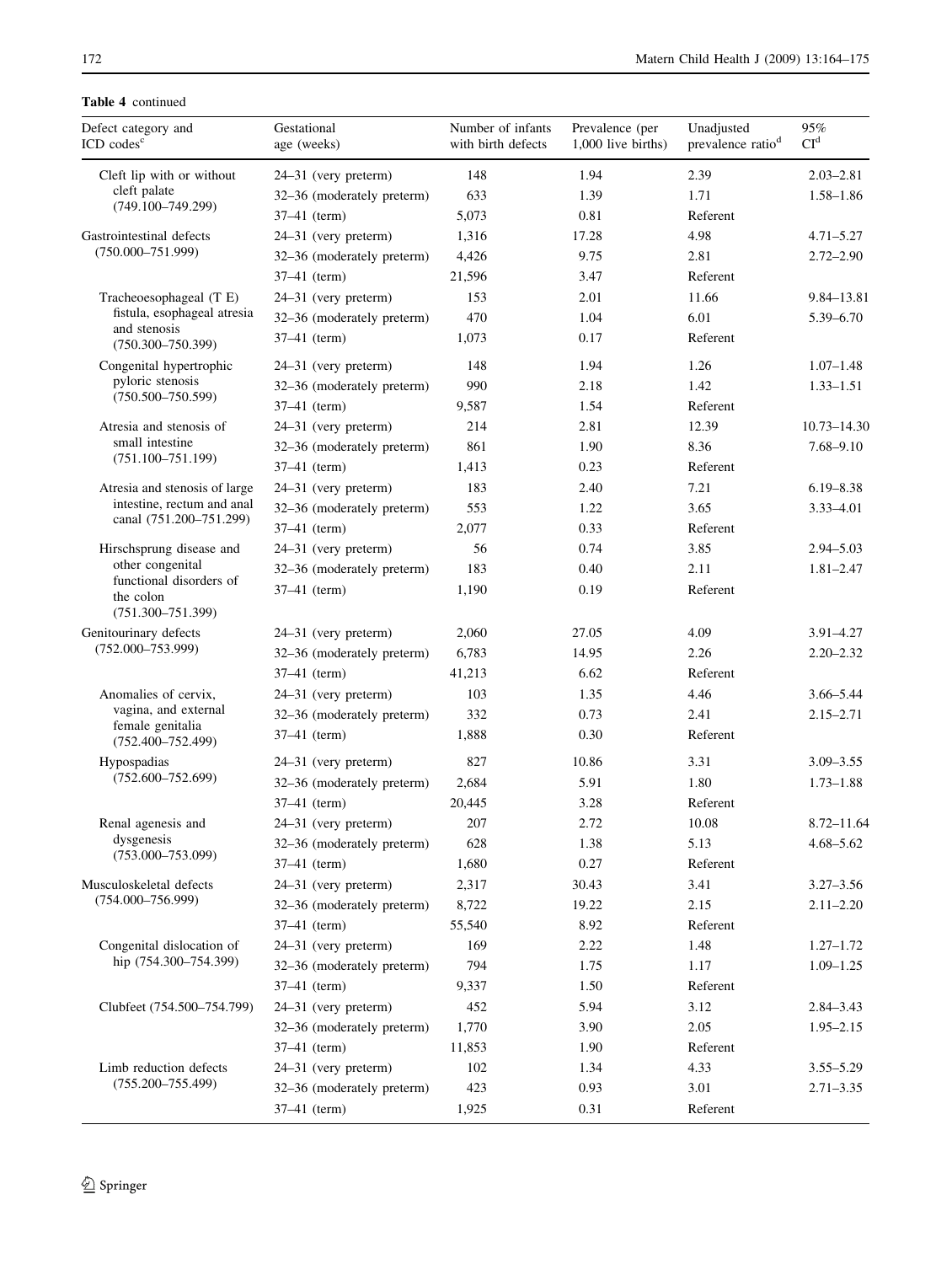**Table 4** continued

| Defect category and ICD codes[c] | Gestational age (weeks) | Number of infants with birth defects | Prevalence (per 1,000 live births) | Unadjusted prevalence ratio[d] | 95% CI[d] |
|---|---|---|---|---|---|
| Cleft lip with or without cleft palate (749.100–749.299) | 24–31 (very preterm) | 148 | 1.94 | 2.39 | 2.03–2.81 |
| | 32–36 (moderately preterm) | 633 | 1.39 | 1.71 | 1.58–1.86 |
| | 37–41 (term) | 5,073 | 0.81 | Referent | |
| Gastrointestinal defects (750.000–751.999) | 24–31 (very preterm) | 1,316 | 17.28 | 4.98 | 4.71–5.27 |
| | 32–36 (moderately preterm) | 4,426 | 9.75 | 2.81 | 2.72–2.90 |
| | 37–41 (term) | 21,596 | 3.47 | Referent | |
| Tracheoesophageal (T E) fistula, esophageal atresia and stenosis (750.300–750.399) | 24–31 (very preterm) | 153 | 2.01 | 11.66 | 9.84–13.81 |
| | 32–36 (moderately preterm) | 470 | 1.04 | 6.01 | 5.39–6.70 |
| | 37–41 (term) | 1,073 | 0.17 | Referent | |
| Congenital hypertrophic pyloric stenosis (750.500–750.599) | 24–31 (very preterm) | 148 | 1.94 | 1.26 | 1.07–1.48 |
| | 32–36 (moderately preterm) | 990 | 2.18 | 1.42 | 1.33–1.51 |
| | 37–41 (term) | 9,587 | 1.54 | Referent | |
| Atresia and stenosis of small intestine (751.100–751.199) | 24–31 (very preterm) | 214 | 2.81 | 12.39 | 10.73–14.30 |
| | 32–36 (moderately preterm) | 861 | 1.90 | 8.36 | 7.68–9.10 |
| | 37–41 (term) | 1,413 | 0.23 | Referent | |
| Atresia and stenosis of large intestine, rectum and anal canal (751.200–751.299) | 24–31 (very preterm) | 183 | 2.40 | 7.21 | 6.19–8.38 |
| | 32–36 (moderately preterm) | 553 | 1.22 | 3.65 | 3.33–4.01 |
| | 37–41 (term) | 2,077 | 0.33 | Referent | |
| Hirschsprung disease and other congenital functional disorders of the colon (751.300–751.399) | 24–31 (very preterm) | 56 | 0.74 | 3.85 | 2.94–5.03 |
| | 32–36 (moderately preterm) | 183 | 0.40 | 2.11 | 1.81–2.47 |
| | 37–41 (term) | 1,190 | 0.19 | Referent | |
| Genitourinary defects (752.000–753.999) | 24–31 (very preterm) | 2,060 | 27.05 | 4.09 | 3.91–4.27 |
| | 32–36 (moderately preterm) | 6,783 | 14.95 | 2.26 | 2.20–2.32 |
| | 37–41 (term) | 41,213 | 6.62 | Referent | |
| Anomalies of cervix, vagina, and external female genitalia (752.400–752.499) | 24–31 (very preterm) | 103 | 1.35 | 4.46 | 3.66–5.44 |
| | 32–36 (moderately preterm) | 332 | 0.73 | 2.41 | 2.15–2.71 |
| | 37–41 (term) | 1,888 | 0.30 | Referent | |
| Hypospadias (752.600–752.699) | 24–31 (very preterm) | 827 | 10.86 | 3.31 | 3.09–3.55 |
| | 32–36 (moderately preterm) | 2,684 | 5.91 | 1.80 | 1.73–1.88 |
| | 37–41 (term) | 20,445 | 3.28 | Referent | |
| Renal agenesis and dysgenesis (753.000–753.099) | 24–31 (very preterm) | 207 | 2.72 | 10.08 | 8.72–11.64 |
| | 32–36 (moderately preterm) | 628 | 1.38 | 5.13 | 4.68–5.62 |
| | 37–41 (term) | 1,680 | 0.27 | Referent | |
| Musculoskeletal defects (754.000–756.999) | 24–31 (very preterm) | 2,317 | 30.43 | 3.41 | 3.27–3.56 |
| | 32–36 (moderately preterm) | 8,722 | 19.22 | 2.15 | 2.11–2.20 |
| | 37–41 (term) | 55,540 | 8.92 | Referent | |
| Congenital dislocation of hip (754.300–754.399) | 24–31 (very preterm) | 169 | 2.22 | 1.48 | 1.27–1.72 |
| | 32–36 (moderately preterm) | 794 | 1.75 | 1.17 | 1.09–1.25 |
| | 37–41 (term) | 9,337 | 1.50 | Referent | |
| Clubfeet (754.500–754.799) | 24–31 (very preterm) | 452 | 5.94 | 3.12 | 2.84–3.43 |
| | 32–36 (moderately preterm) | 1,770 | 3.90 | 2.05 | 1.95–2.15 |
| | 37–41 (term) | 11,853 | 1.90 | Referent | |
| Limb reduction defects (755.200–755.499) | 24–31 (very preterm) | 102 | 1.34 | 4.33 | 3.55–5.29 |
| | 32–36 (moderately preterm) | 423 | 0.93 | 3.01 | 2.71–3.35 |
| | 37–41 (term) | 1,925 | 0.31 | Referent | |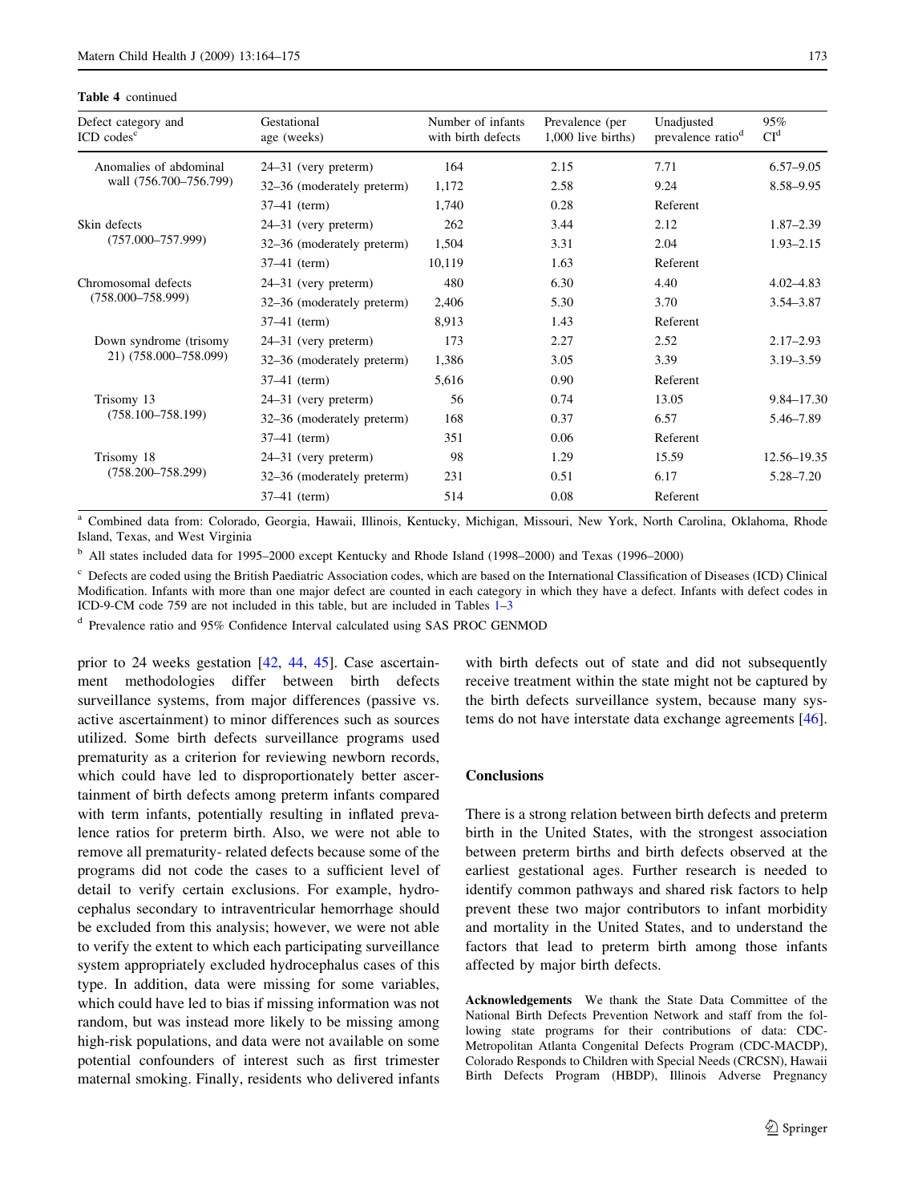**Table 4** continued

| Defect category and ICD codes[c] | Gestational age (weeks) | Number of infants with birth defects | Prevalence (per 1,000 live births) | Unadjusted prevalence ratio[d] | 95% CI[d] |
|---|---|---|---|---|---|
| Anomalies of abdominal wall (756.700–756.799) | 24–31 (very preterm) | 164 | 2.15 | 7.71 | 6.57–9.05 |
| | 32–36 (moderately preterm) | 1,172 | 2.58 | 9.24 | 8.58–9.95 |
| | 37–41 (term) | 1,740 | 0.28 | Referent | |
| Skin defects (757.000–757.999) | 24–31 (very preterm) | 262 | 3.44 | 2.12 | 1.87–2.39 |
| | 32–36 (moderately preterm) | 1,504 | 3.31 | 2.04 | 1.93–2.15 |
| | 37–41 (term) | 10,119 | 1.63 | Referent | |
| Chromosomal defects (758.000–758.999) | 24–31 (very preterm) | 480 | 6.30 | 4.40 | 4.02–4.83 |
| | 32–36 (moderately preterm) | 2,406 | 5.30 | 3.70 | 3.54–3.87 |
| | 37–41 (term) | 8,913 | 1.43 | Referent | |
| Down syndrome (trisomy 21) (758.000–758.099) | 24–31 (very preterm) | 173 | 2.27 | 2.52 | 2.17–2.93 |
| | 32–36 (moderately preterm) | 1,386 | 3.05 | 3.39 | 3.19–3.59 |
| | 37–41 (term) | 5,616 | 0.90 | Referent | |
| Trisomy 13 (758.100–758.199) | 24–31 (very preterm) | 56 | 0.74 | 13.05 | 9.84–17.30 |
| | 32–36 (moderately preterm) | 168 | 0.37 | 6.57 | 5.46–7.89 |
| | 37–41 (term) | 351 | 0.06 | Referent | |
| Trisomy 18 (758.200–758.299) | 24–31 (very preterm) | 98 | 1.29 | 15.59 | 12.56–19.35 |
| | 32–36 (moderately preterm) | 231 | 0.51 | 6.17 | 5.28–7.20 |
| | 37–41 (term) | 514 | 0.08 | Referent | |

[a] Combined data from: Colorado, Georgia, Hawaii, Illinois, Kentucky, Michigan, Missouri, New York, North Carolina, Oklahoma, Rhode Island, Texas, and West Virginia

[b] All states included data for 1995–2000 except Kentucky and Rhode Island (1998–2000) and Texas (1996–2000)

[c] Defects are coded using the British Paediatric Association codes, which are based on the International Classification of Diseases (ICD) Clinical Modification. Infants with more than one major defect are counted in each category in which they have a defect. Infants with defect codes in ICD-9-CM code 759 are not included in this table, but are included in Tables 1–3

[d] Prevalence ratio and 95% Confidence Interval calculated using SAS PROC GENMOD

prior to 24 weeks gestation [42, 44, 45]. Case ascertainment methodologies differ between birth defects surveillance systems, from major differences (passive vs. active ascertainment) to minor differences such as sources utilized. Some birth defects surveillance programs used prematurity as a criterion for reviewing newborn records, which could have led to disproportionately better ascertainment of birth defects among preterm infants compared with term infants, potentially resulting in inflated prevalence ratios for preterm birth. Also, we were not able to remove all prematurity- related defects because some of the programs did not code the cases to a sufficient level of detail to verify certain exclusions. For example, hydrocephalus secondary to intraventricular hemorrhage should be excluded from this analysis; however, we were not able to verify the extent to which each participating surveillance system appropriately excluded hydrocephalus cases of this type. In addition, data were missing for some variables, which could have led to bias if missing information was not random, but was instead more likely to be missing among high-risk populations, and data were not available on some potential confounders of interest such as first trimester maternal smoking. Finally, residents who delivered infants with birth defects out of state and did not subsequently receive treatment within the state might not be captured by the birth defects surveillance system, because many systems do not have interstate data exchange agreements [46].

## Conclusions

There is a strong relation between birth defects and preterm birth in the United States, with the strongest association between preterm births and birth defects observed at the earliest gestational ages. Further research is needed to identify common pathways and shared risk factors to help prevent these two major contributors to infant morbidity and mortality in the United States, and to understand the factors that lead to preterm birth among those infants affected by major birth defects.

**Acknowledgements** We thank the State Data Committee of the National Birth Defects Prevention Network and staff from the following state programs for their contributions of data: CDC-Metropolitan Atlanta Congenital Defects Program (CDC-MACDP), Colorado Responds to Children with Special Needs (CRCSN), Hawaii Birth Defects Program (HBDP), Illinois Adverse Pregnancy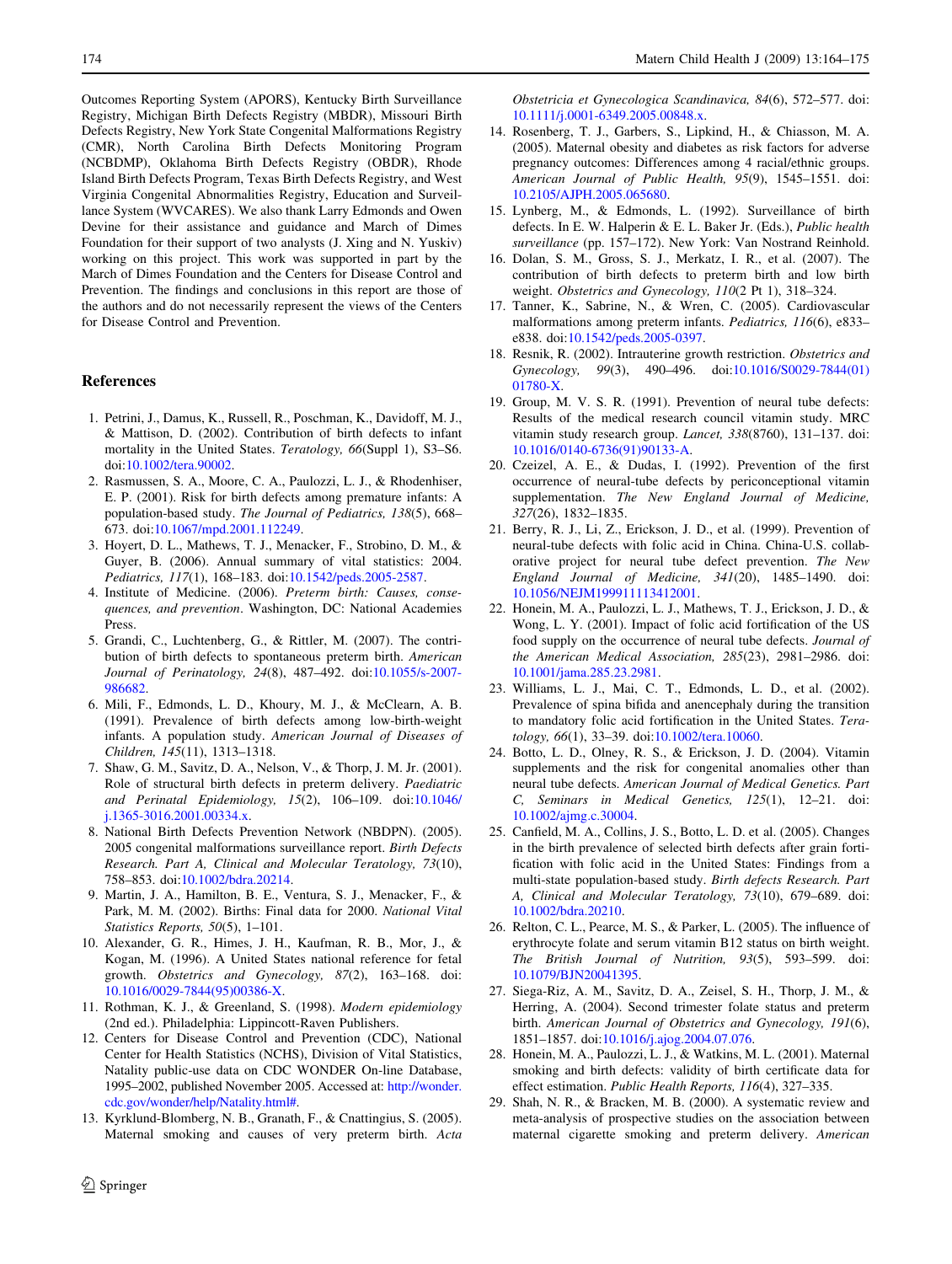Outcomes Reporting System (APORS), Kentucky Birth Surveillance Registry, Michigan Birth Defects Registry (MBDR), Missouri Birth Defects Registry, New York State Congenital Malformations Registry (CMR), North Carolina Birth Defects Monitoring Program (NCBDMP), Oklahoma Birth Defects Registry (OBDR), Rhode Island Birth Defects Program, Texas Birth Defects Registry, and West Virginia Congenital Abnormalities Registry, Education and Surveillance System (WVCARES). We also thank Larry Edmonds and Owen Devine for their assistance and guidance and March of Dimes Foundation for their support of two analysts (J. Xing and N. Yuskiv) working on this project. This work was supported in part by the March of Dimes Foundation and the Centers for Disease Control and Prevention. The findings and conclusions in this report are those of the authors and do not necessarily represent the views of the Centers for Disease Control and Prevention.

## References

1. Petrini, J., Damus, K., Russell, R., Poschman, K., Davidoff, M. J., & Mattison, D. (2002). Contribution of birth defects to infant mortality in the United States. *Teratology, 66*(Suppl 1), S3–S6. doi:10.1002/tera.90002.
2. Rasmussen, S. A., Moore, C. A., Paulozzi, L. J., & Rhodenhiser, E. P. (2001). Risk for birth defects among premature infants: A population-based study. *The Journal of Pediatrics, 138*(5), 668–673. doi:10.1067/mpd.2001.112249.
3. Hoyert, D. L., Mathews, T. J., Menacker, F., Strobino, D. M., & Guyer, B. (2006). Annual summary of vital statistics: 2004. *Pediatrics, 117*(1), 168–183. doi:10.1542/peds.2005-2587.
4. Institute of Medicine. (2006). *Preterm birth: Causes, consequences, and prevention*. Washington, DC: National Academies Press.
5. Grandi, C., Luchtenberg, G., & Rittler, M. (2007). The contribution of birth defects to spontaneous preterm birth. *American Journal of Perinatology, 24*(8), 487–492. doi:10.1055/s-2007-986682.
6. Mili, F., Edmonds, L. D., Khoury, M. J., & McClearn, A. B. (1991). Prevalence of birth defects among low-birth-weight infants. A population study. *American Journal of Diseases of Children, 145*(11), 1313–1318.
7. Shaw, G. M., Savitz, D. A., Nelson, V., & Thorp, J. M. Jr. (2001). Role of structural birth defects in preterm delivery. *Paediatric and Perinatal Epidemiology, 15*(2), 106–109. doi:10.1046/j.1365-3016.2001.00334.x.
8. National Birth Defects Prevention Network (NBDPN). (2005). 2005 congenital malformations surveillance report. *Birth Defects Research. Part A, Clinical and Molecular Teratology, 73*(10), 758–853. doi:10.1002/bdra.20214.
9. Martin, J. A., Hamilton, B. E., Ventura, S. J., Menacker, F., & Park, M. M. (2002). Births: Final data for 2000. *National Vital Statistics Reports, 50*(5), 1–101.
10. Alexander, G. R., Himes, J. H., Kaufman, R. B., Mor, J., & Kogan, M. (1996). A United States national reference for fetal growth. *Obstetrics and Gynecology, 87*(2), 163–168. doi:10.1016/0029-7844(95)00386-X.
11. Rothman, K. J., & Greenland, S. (1998). *Modern epidemiology* (2nd ed.). Philadelphia: Lippincott-Raven Publishers.
12. Centers for Disease Control and Prevention (CDC), National Center for Health Statistics (NCHS), Division of Vital Statistics, Natality public-use data on CDC WONDER On-line Database, 1995–2002, published November 2005. Accessed at: http://wonder.cdc.gov/wonder/help/Natality.html#.
13. Kyrklund-Blomberg, N. B., Granath, F., & Cnattingius, S. (2005). Maternal smoking and causes of very preterm birth. *Acta Obstetricia et Gynecologica Scandinavica, 84*(6), 572–577. doi:10.1111/j.0001-6349.2005.00848.x.
14. Rosenberg, T. J., Garbers, S., Lipkind, H., & Chiasson, M. A. (2005). Maternal obesity and diabetes as risk factors for adverse pregnancy outcomes: Differences among 4 racial/ethnic groups. *American Journal of Public Health, 95*(9), 1545–1551. doi:10.2105/AJPH.2005.065680.
15. Lynberg, M., & Edmonds, L. (1992). Surveillance of birth defects. In E. W. Halperin & E. L. Baker Jr. (Eds.), *Public health surveillance* (pp. 157–172). New York: Van Nostrand Reinhold.
16. Dolan, S. M., Gross, S. J., Merkatz, I. R., et al. (2007). The contribution of birth defects to preterm birth and low birth weight. *Obstetrics and Gynecology, 110*(2 Pt 1), 318–324.
17. Tanner, K., Sabrine, N., & Wren, C. (2005). Cardiovascular malformations among preterm infants. *Pediatrics, 116*(6), e833–e838. doi:10.1542/peds.2005-0397.
18. Resnik, R. (2002). Intrauterine growth restriction. *Obstetrics and Gynecology, 99*(3), 490–496. doi:10.1016/S0029-7844(01)01780-X.
19. Group, M. V. S. R. (1991). Prevention of neural tube defects: Results of the medical research council vitamin study. MRC vitamin study research group. *Lancet, 338*(8760), 131–137. doi:10.1016/0140-6736(91)90133-A.
20. Czeizel, A. E., & Dudas, I. (1992). Prevention of the first occurrence of neural-tube defects by periconceptional vitamin supplementation. *The New England Journal of Medicine, 327*(26), 1832–1835.
21. Berry, R. J., Li, Z., Erickson, J. D., et al. (1999). Prevention of neural-tube defects with folic acid in China. China-U.S. collaborative project for neural tube defect prevention. *The New England Journal of Medicine, 341*(20), 1485–1490. doi:10.1056/NEJM199911113412001.
22. Honein, M. A., Paulozzi, L. J., Mathews, T. J., Erickson, J. D., & Wong, L. Y. (2001). Impact of folic acid fortification of the US food supply on the occurrence of neural tube defects. *Journal of the American Medical Association, 285*(23), 2981–2986. doi:10.1001/jama.285.23.2981.
23. Williams, L. J., Mai, C. T., Edmonds, L. D., et al. (2002). Prevalence of spina bifida and anencephaly during the transition to mandatory folic acid fortification in the United States. *Teratology, 66*(1), 33–39. doi:10.1002/tera.10060.
24. Botto, L. D., Olney, R. S., & Erickson, J. D. (2004). Vitamin supplements and the risk for congenital anomalies other than neural tube defects. *American Journal of Medical Genetics. Part C, Seminars in Medical Genetics, 125*(1), 12–21. doi:10.1002/ajmg.c.30004.
25. Canfield, M. A., Collins, J. S., Botto, L. D. et al. (2005). Changes in the birth prevalence of selected birth defects after grain fortification with folic acid in the United States: Findings from a multi-state population-based study. *Birth defects Research. Part A, Clinical and Molecular Teratology, 73*(10), 679–689. doi:10.1002/bdra.20210.
26. Relton, C. L., Pearce, M. S., & Parker, L. (2005). The influence of erythrocyte folate and serum vitamin B12 status on birth weight. *The British Journal of Nutrition, 93*(5), 593–599. doi:10.1079/BJN20041395.
27. Siega-Riz, A. M., Savitz, D. A., Zeisel, S. H., Thorp, J. M., & Herring, A. (2004). Second trimester folate status and preterm birth. *American Journal of Obstetrics and Gynecology, 191*(6), 1851–1857. doi:10.1016/j.ajog.2004.07.076.
28. Honein, M. A., Paulozzi, L. J., & Watkins, M. L. (2001). Maternal smoking and birth defects: validity of birth certificate data for effect estimation. *Public Health Reports, 116*(4), 327–335.
29. Shah, N. R., & Bracken, M. B. (2000). A systematic review and meta-analysis of prospective studies on the association between maternal cigarette smoking and preterm delivery. *American*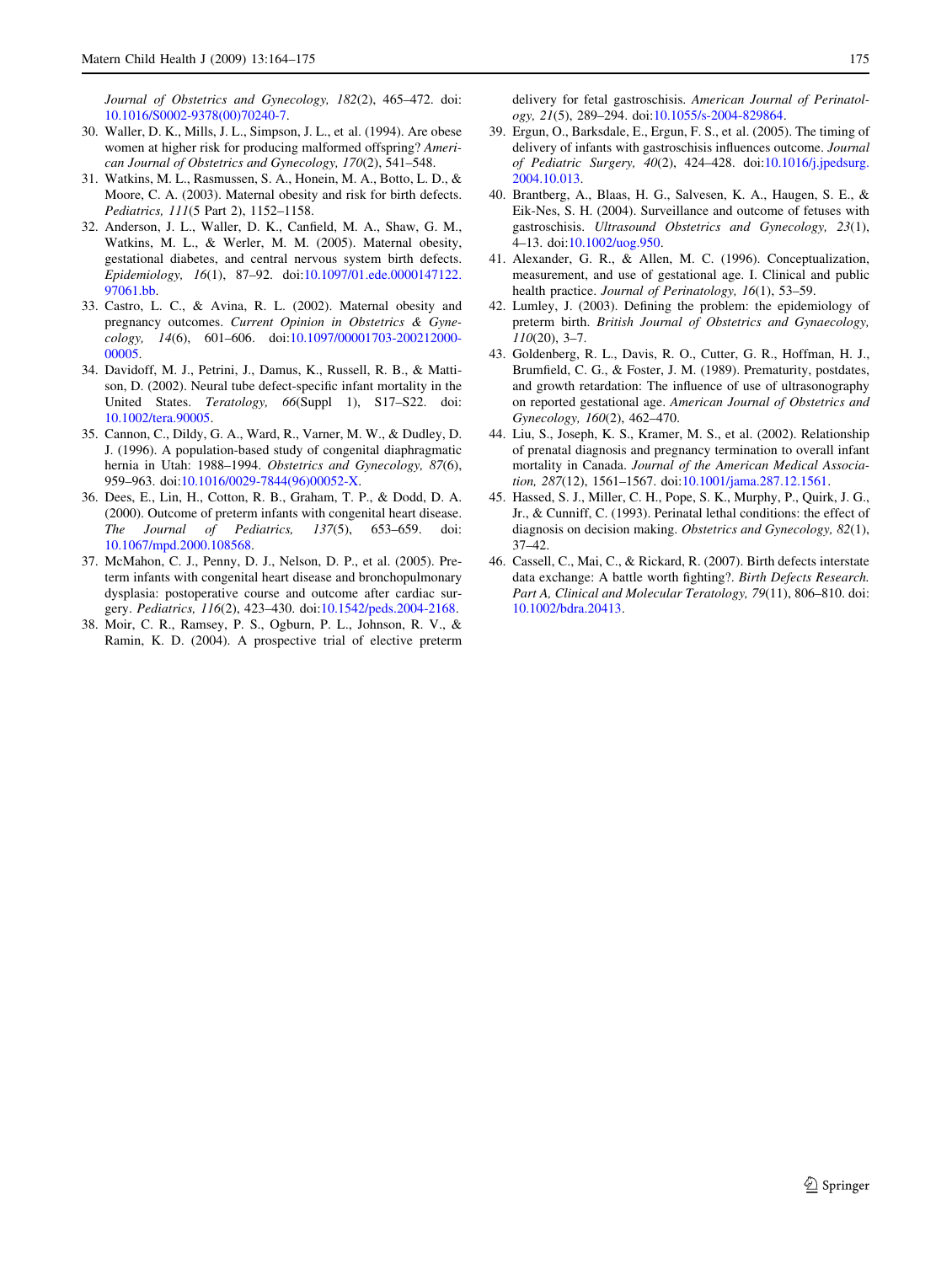Journal of Obstetrics and Gynecology, 182(2), 465–472. doi: 10.1016/S0002-9378(00)70240-7.

30. Waller, D. K., Mills, J. L., Simpson, J. L., et al. (1994). Are obese women at higher risk for producing malformed offspring? *American Journal of Obstetrics and Gynecology, 170*(2), 541–548.
31. Watkins, M. L., Rasmussen, S. A., Honein, M. A., Botto, L. D., & Moore, C. A. (2003). Maternal obesity and risk for birth defects. *Pediatrics, 111*(5 Part 2), 1152–1158.
32. Anderson, J. L., Waller, D. K., Canfield, M. A., Shaw, G. M., Watkins, M. L., & Werler, M. M. (2005). Maternal obesity, gestational diabetes, and central nervous system birth defects. *Epidemiology, 16*(1), 87–92. doi:10.1097/01.ede.0000147122.97061.bb.
33. Castro, L. C., & Avina, R. L. (2002). Maternal obesity and pregnancy outcomes. *Current Opinion in Obstetrics & Gynecology, 14*(6), 601–606. doi:10.1097/00001703-200212000-00005.
34. Davidoff, M. J., Petrini, J., Damus, K., Russell, R. B., & Mattison, D. (2002). Neural tube defect-specific infant mortality in the United States. *Teratology, 66*(Suppl 1), S17–S22. doi: 10.1002/tera.90005.
35. Cannon, C., Dildy, G. A., Ward, R., Varner, M. W., & Dudley, D. J. (1996). A population-based study of congenital diaphragmatic hernia in Utah: 1988–1994. *Obstetrics and Gynecology, 87*(6), 959–963. doi:10.1016/0029-7844(96)00052-X.
36. Dees, E., Lin, H., Cotton, R. B., Graham, T. P., & Dodd, D. A. (2000). Outcome of preterm infants with congenital heart disease. *The Journal of Pediatrics, 137*(5), 653–659. doi: 10.1067/mpd.2000.108568.
37. McMahon, C. J., Penny, D. J., Nelson, D. P., et al. (2005). Preterm infants with congenital heart disease and bronchopulmonary dysplasia: postoperative course and outcome after cardiac surgery. *Pediatrics, 116*(2), 423–430. doi:10.1542/peds.2004-2168.
38. Moir, C. R., Ramsey, P. S., Ogburn, P. L., Johnson, R. V., & Ramin, K. D. (2004). A prospective trial of elective preterm delivery for fetal gastroschisis. *American Journal of Perinatology, 21*(5), 289–294. doi:10.1055/s-2004-829864.
39. Ergun, O., Barksdale, E., Ergun, F. S., et al. (2005). The timing of delivery of infants with gastroschisis influences outcome. *Journal of Pediatric Surgery, 40*(2), 424–428. doi:10.1016/j.jpedsurg.2004.10.013.
40. Brantberg, A., Blaas, H. G., Salvesen, K. A., Haugen, S. E., & Eik-Nes, S. H. (2004). Surveillance and outcome of fetuses with gastroschisis. *Ultrasound Obstetrics and Gynecology, 23*(1), 4–13. doi:10.1002/uog.950.
41. Alexander, G. R., & Allen, M. C. (1996). Conceptualization, measurement, and use of gestational age. I. Clinical and public health practice. *Journal of Perinatology, 16*(1), 53–59.
42. Lumley, J. (2003). Defining the problem: the epidemiology of preterm birth. *British Journal of Obstetrics and Gynaecology, 110*(20), 3–7.
43. Goldenberg, R. L., Davis, R. O., Cutter, G. R., Hoffman, H. J., Brumfield, C. G., & Foster, J. M. (1989). Prematurity, postdates, and growth retardation: The influence of use of ultrasonography on reported gestational age. *American Journal of Obstetrics and Gynecology, 160*(2), 462–470.
44. Liu, S., Joseph, K. S., Kramer, M. S., et al. (2002). Relationship of prenatal diagnosis and pregnancy termination to overall infant mortality in Canada. *Journal of the American Medical Association, 287*(12), 1561–1567. doi:10.1001/jama.287.12.1561.
45. Hassed, S. J., Miller, C. H., Pope, S. K., Murphy, P., Quirk, J. G., Jr., & Cunniff, C. (1993). Perinatal lethal conditions: the effect of diagnosis on decision making. *Obstetrics and Gynecology, 82*(1), 37–42.
46. Cassell, C., Mai, C., & Rickard, R. (2007). Birth defects interstate data exchange: A battle worth fighting?. *Birth Defects Research. Part A, Clinical and Molecular Teratology, 79*(11), 806–810. doi: 10.1002/bdra.20413.